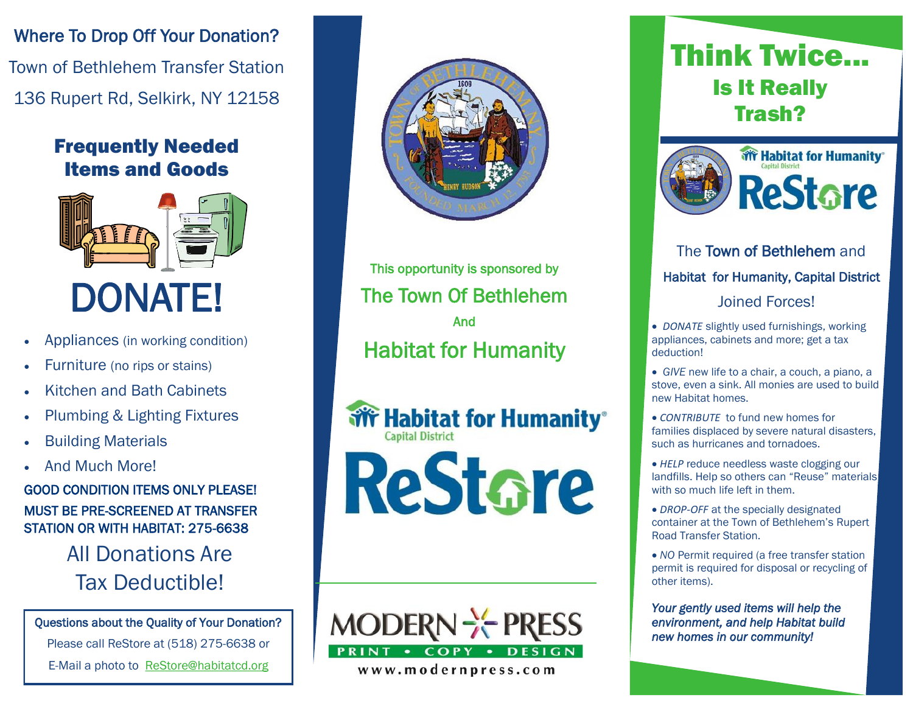## Where To Drop Off Your Donation?

Town of Bethlehem Transfer Station

136 Rupert Rd, Selkirk, NY 12158

### Frequently Needed Items and Goods

# DONATE!

- Appliances (in working condition)
- Furniture (no rips or stains)
- Kitchen and Bath Cabinets
- Plumbing & Lighting Fixtures
- Building Materials
- And Much More!

GOOD CONDITION ITEMS ONLY PLEASE!

MUST BE PRE-SCREENED AT TRANSFER STATION OR WITH HABITAT: 275-6638

All Donations Are Tax Deductible!

Questions about the Quality of Your Donation?

Please call ReStore at (518) 275-6638 or

E-Mail a photo to ReStore@habitatcd.org

This opportunity is sponsored by

The Town Of Bethlehem

And

Habitat for Humanity

Habitat for Humanity® Capital District

ReStore

MODERN PRESS

PRINT • COPY • DESIGN

www.modernpress.com

# Think Twice...

## Is It Really Trash?

Habitat for Humanity® Capital District ReStore

The **Town of Bethlehem** and

**Habitat for Humanity, Capital District**

Joined Forces!

- *DONATE* slightly used furnishings, working appliances, cabinets and more; get a tax deduction!
- *GIVE* new life to a chair, a couch, a piano, a stove, even a sink. All monies are used to build new Habitat homes.
- *CONTRIBUTE* to fund new homes for families displaced by severe natural disasters, such as hurricanes and tornadoes.
- *HELP* reduce needless waste clogging our landfills. Help so others can "Reuse" materials with so much life left in them.
- *DROP-OFF* at the specially designated container at the Town of Bethlehem's Rupert Road Transfer Station.
- *NO* Permit required (a free transfer station permit is required for disposal or recycling of other items).

***Your gently used items will help the environment, and help Habitat build new homes in our community!***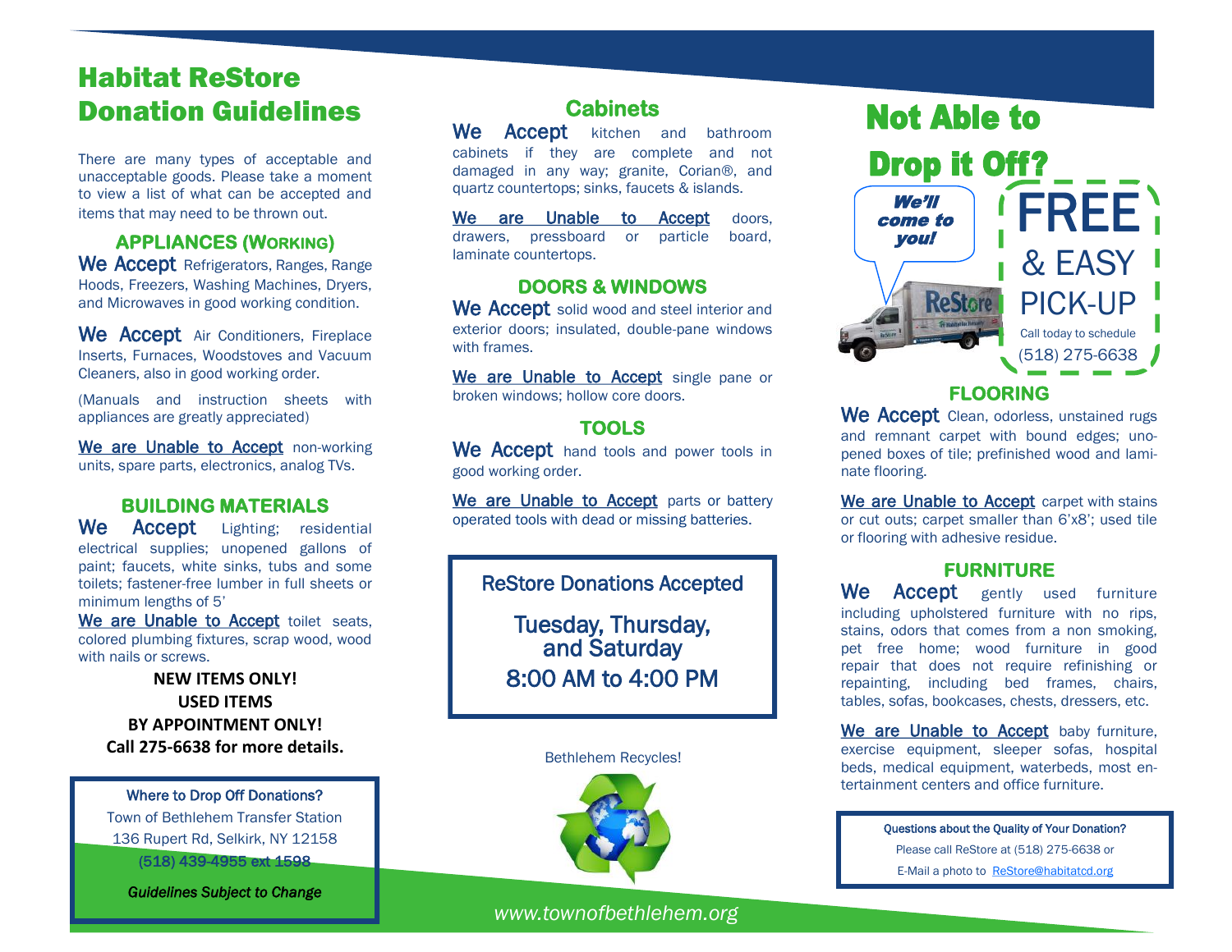# Habitat ReStore Donation Guidelines

There are many types of acceptable and unacceptable goods. Please take a moment to view a list of what can be accepted and items that may need to be thrown out.

## APPLIANCES (WORKING)

**We Accept** Refrigerators, Ranges, Range Hoods, Freezers, Washing Machines, Dryers, and Microwaves in good working condition.

**We Accept** Air Conditioners, Fireplace Inserts, Furnaces, Woodstoves and Vacuum Cleaners, also in good working order.

(Manuals and instruction sheets with appliances are greatly appreciated)

**We are Unable to Accept** non-working units, spare parts, electronics, analog TVs.

## BUILDING MATERIALS

**We Accept** Lighting; residential electrical supplies; unopened gallons of paint; faucets, white sinks, tubs and some toilets; fastener-free lumber in full sheets or minimum lengths of 5'

**We are Unable to Accept** toilet seats, colored plumbing fixtures, scrap wood, wood with nails or screws.

**NEW ITEMS ONLY!**
**USED ITEMS**
**BY APPOINTMENT ONLY!**
**Call 275-6638 for more details.**

Where to Drop Off Donations?
Town of Bethlehem Transfer Station
136 Rupert Rd, Selkirk, NY 12158
(518) 439-4955 ext 1598

*Guidelines Subject to Change*

## Cabinets

**We Accept** kitchen and bathroom cabinets if they are complete and not damaged in any way; granite, Corian®, and quartz countertops; sinks, faucets & islands.

**We are Unable to Accept** doors, drawers, pressboard or particle board, laminate countertops.

## DOORS & WINDOWS

**We Accept** solid wood and steel interior and exterior doors; insulated, double-pane windows with frames.

**We are Unable to Accept** single pane or broken windows; hollow core doors.

## TOOLS

**We Accept** hand tools and power tools in good working order.

**We are Unable to Accept** parts or battery operated tools with dead or missing batteries.

ReStore Donations Accepted

Tuesday, Thursday, and Saturday
8:00 AM to 4:00 PM

Bethlehem Recycles!

www.townofbethlehem.org

# Not Able to Drop it Off?

We'll come to you!

FREE & EASY PICK-UP
Call today to schedule
(518) 275-6638

## FLOORING

**We Accept** Clean, odorless, unstained rugs and remnant carpet with bound edges; unopened boxes of tile; prefinished wood and laminate flooring.

**We are Unable to Accept** carpet with stains or cut outs; carpet smaller than 6'x8'; used tile or flooring with adhesive residue.

## FURNITURE

**We Accept** gently used furniture including upholstered furniture with no rips, stains, odors that comes from a non smoking, pet free home; wood furniture in good repair that does not require refinishing or repainting, including bed frames, chairs, tables, sofas, bookcases, chests, dressers, etc.

**We are Unable to Accept** baby furniture, exercise equipment, sleeper sofas, hospital beds, medical equipment, waterbeds, most entertainment centers and office furniture.

Questions about the Quality of Your Donation?
Please call ReStore at (518) 275-6638 or
E-Mail a photo to ReStore@habitatcd.org